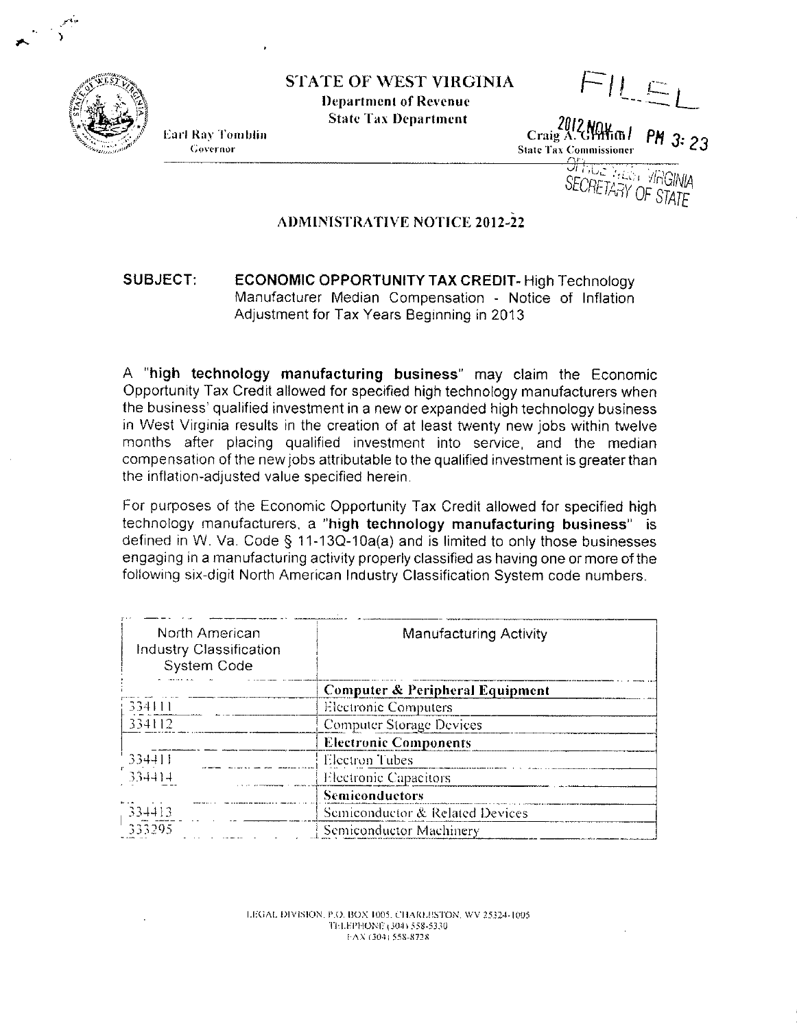STATE OF WEST VIRGINIA

Department of Revenue

State Tax Department

Earl Ray Tomblin
Governor

Craig A. Griffith
State Tax Commissioner

FILED

2012 NOV -1 PM 3:23

OFFICE WEST VIRGINIA
SECRETARY OF STATE

## ADMINISTRATIVE NOTICE 2012-22

**SUBJECT:** **ECONOMIC OPPORTUNITY TAX CREDIT**- High Technology Manufacturer Median Compensation - Notice of Inflation Adjustment for Tax Years Beginning in 2013

A "**high technology manufacturing business**" may claim the Economic Opportunity Tax Credit allowed for specified high technology manufacturers when the business' qualified investment in a new or expanded high technology business in West Virginia results in the creation of at least twenty new jobs within twelve months after placing qualified investment into service, and the median compensation of the new jobs attributable to the qualified investment is greater than the inflation-adjusted value specified herein.

For purposes of the Economic Opportunity Tax Credit allowed for specified high technology manufacturers, a "**high technology manufacturing business**" is defined in W. Va. Code § 11-13Q-10a(a) and is limited to only those businesses engaging in a manufacturing activity properly classified as having one or more of the following six-digit North American Industry Classification System code numbers.

| North American Industry Classification System Code | Manufacturing Activity |
|---|---|
| | **Computer & Peripheral Equipment** |
| 334111 | Electronic Computers |
| 334112 | Computer Storage Devices |
| | **Electronic Components** |
| 334411 | Electron Tubes |
| 334414 | Electronic Capacitors |
| | **Semiconductors** |
| 334413 | Semiconductor & Related Devices |
| 333295 | Semiconductor Machinery |

LEGAL DIVISION, P.O. BOX 1005, CHARLESTON, WV 25324-1005
TELEPHONE (304) 558-5330
FAX (304) 558-8728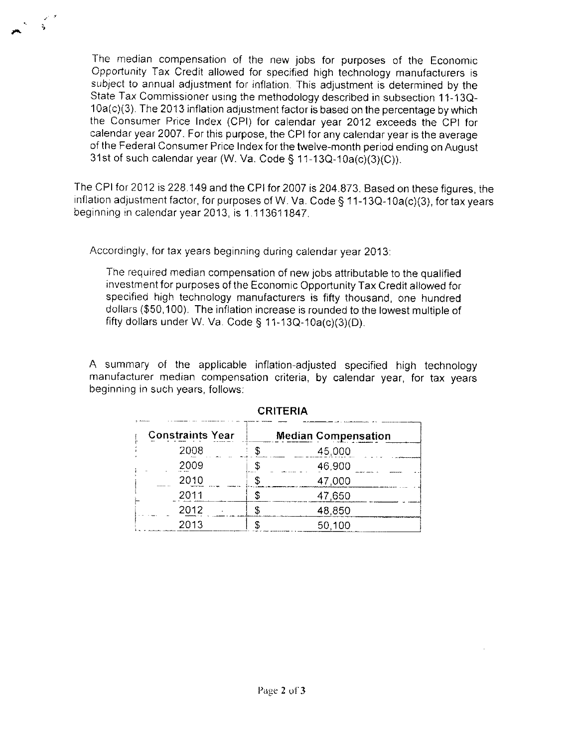The median compensation of the new jobs for purposes of the Economic Opportunity Tax Credit allowed for specified high technology manufacturers is subject to annual adjustment for inflation. This adjustment is determined by the State Tax Commissioner using the methodology described in subsection 11-13Q-10a(c)(3). The 2013 inflation adjustment factor is based on the percentage by which the Consumer Price Index (CPI) for calendar year 2012 exceeds the CPI for calendar year 2007. For this purpose, the CPI for any calendar year is the average of the Federal Consumer Price Index for the twelve-month period ending on August 31st of such calendar year (W. Va. Code § 11-13Q-10a(c)(3)(C)).

The CPI for 2012 is 228.149 and the CPI for 2007 is 204.873. Based on these figures, the inflation adjustment factor, for purposes of W. Va. Code § 11-13Q-10a(c)(3), for tax years beginning in calendar year 2013, is 1.113611847.

Accordingly, for tax years beginning during calendar year 2013:

> The required median compensation of new jobs attributable to the qualified investment for purposes of the Economic Opportunity Tax Credit allowed for specified high technology manufacturers is fifty thousand, one hundred dollars ($50,100). The inflation increase is rounded to the lowest multiple of fifty dollars under W. Va. Code § 11-13Q-10a(c)(3)(D).

A summary of the applicable inflation-adjusted specified high technology manufacturer median compensation criteria, by calendar year, for tax years beginning in such years, follows:

**CRITERIA**

| Constraints Year | Median Compensation |
|---|---|
| 2008 | $ 45,000 |
| 2009 | $ 46,900 |
| 2010 | $ 47,000 |
| 2011 | $ 47,650 |
| 2012 | $ 48,850 |
| 2013 | $ 50,100 |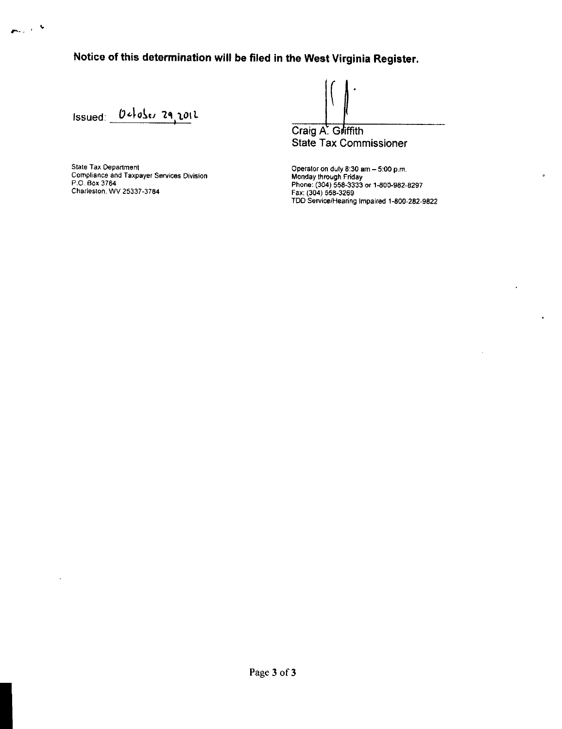**Notice of this determination will be filed in the West Virginia Register.**

Issued: October 29, 2012

Craig A. Griffith
State Tax Commissioner

State Tax Department
Compliance and Taxpayer Services Division
P.O. Box 3784
Charleston, WV 25337-3784

Operator on duty 8:30 am – 5:00 p.m.
Monday through Friday
Phone: (304) 558-3333 or 1-800-982-8297
Fax: (304) 558-3269
TDD Service/Hearing Impaired 1-800-282-9822